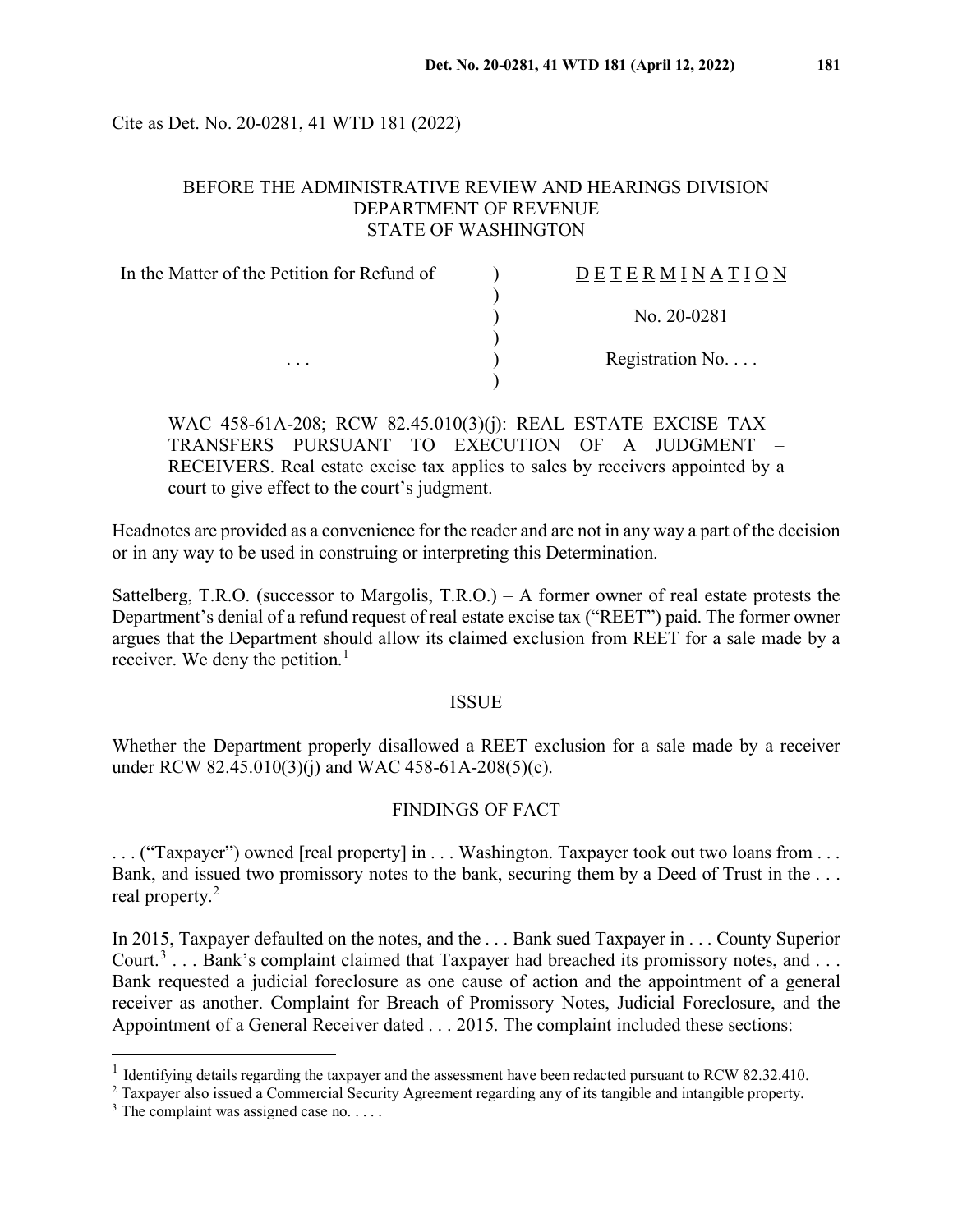Cite as Det. No. 20-0281, 41 WTD 181 (2022)

BEFORE THE ADMINISTRATIVE REVIEW AND HEARINGS DIVISION
DEPARTMENT OF REVENUE
STATE OF WASHINGTON

| | | |
|---|---|---|
| In the Matter of the Petition for Refund of | ) | D E T E R M I N A T I O N |
| | ) | |
| | ) | No. 20-0281 |
| | ) | |
| . . . | ) | Registration No. . . . |
| | ) | |

WAC 458-61A-208; RCW 82.45.010(3)(j): REAL ESTATE EXCISE TAX – TRANSFERS PURSUANT TO EXECUTION OF A JUDGMENT – RECEIVERS. Real estate excise tax applies to sales by receivers appointed by a court to give effect to the court's judgment.

Headnotes are provided as a convenience for the reader and are not in any way a part of the decision or in any way to be used in construing or interpreting this Determination.

Sattelberg, T.R.O. (successor to Margolis, T.R.O.) – A former owner of real estate protests the Department's denial of a refund request of real estate excise tax ("REET") paid. The former owner argues that the Department should allow its claimed exclusion from REET for a sale made by a receiver. We deny the petition.[1]

## ISSUE

Whether the Department properly disallowed a REET exclusion for a sale made by a receiver under RCW 82.45.010(3)(j) and WAC 458-61A-208(5)(c).

## FINDINGS OF FACT

. . . ("Taxpayer") owned [real property] in . . . Washington. Taxpayer took out two loans from . . . Bank, and issued two promissory notes to the bank, securing them by a Deed of Trust in the . . . real property.[2]

In 2015, Taxpayer defaulted on the notes, and the . . . Bank sued Taxpayer in . . . County Superior Court.[3] . . . Bank's complaint claimed that Taxpayer had breached its promissory notes, and . . . Bank requested a judicial foreclosure as one cause of action and the appointment of a general receiver as another. Complaint for Breach of Promissory Notes, Judicial Foreclosure, and the Appointment of a General Receiver dated . . . 2015. The complaint included these sections:

---

[1] Identifying details regarding the taxpayer and the assessment have been redacted pursuant to RCW 82.32.410.

[2] Taxpayer also issued a Commercial Security Agreement regarding any of its tangible and intangible property.

[3] The complaint was assigned case no. . . . .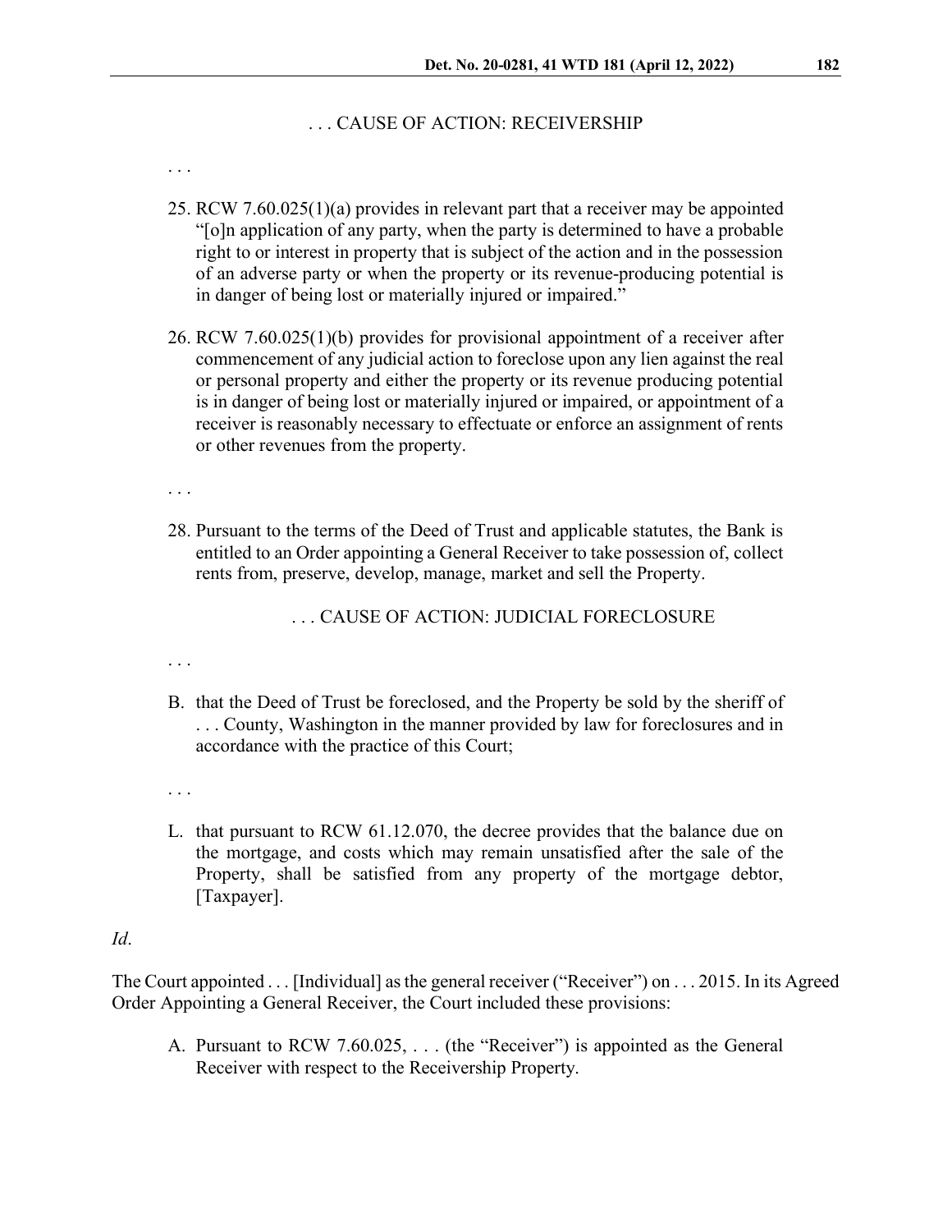. . . CAUSE OF ACTION: RECEIVERSHIP

. . .

25. RCW 7.60.025(1)(a) provides in relevant part that a receiver may be appointed "[o]n application of any party, when the party is determined to have a probable right to or interest in property that is subject of the action and in the possession of an adverse party or when the property or its revenue-producing potential is in danger of being lost or materially injured or impaired."

26. RCW 7.60.025(1)(b) provides for provisional appointment of a receiver after commencement of any judicial action to foreclose upon any lien against the real or personal property and either the property or its revenue producing potential is in danger of being lost or materially injured or impaired, or appointment of a receiver is reasonably necessary to effectuate or enforce an assignment of rents or other revenues from the property.

. . .

28. Pursuant to the terms of the Deed of Trust and applicable statutes, the Bank is entitled to an Order appointing a General Receiver to take possession of, collect rents from, preserve, develop, manage, market and sell the Property.

. . . CAUSE OF ACTION: JUDICIAL FORECLOSURE

. . .

B. that the Deed of Trust be foreclosed, and the Property be sold by the sheriff of . . . County, Washington in the manner provided by law for foreclosures and in accordance with the practice of this Court;

. . .

L. that pursuant to RCW 61.12.070, the decree provides that the balance due on the mortgage, and costs which may remain unsatisfied after the sale of the Property, shall be satisfied from any property of the mortgage debtor, [Taxpayer].

*Id*.

The Court appointed . . . [Individual] as the general receiver ("Receiver") on . . . 2015. In its Agreed Order Appointing a General Receiver, the Court included these provisions:

A. Pursuant to RCW 7.60.025, . . . (the "Receiver") is appointed as the General Receiver with respect to the Receivership Property.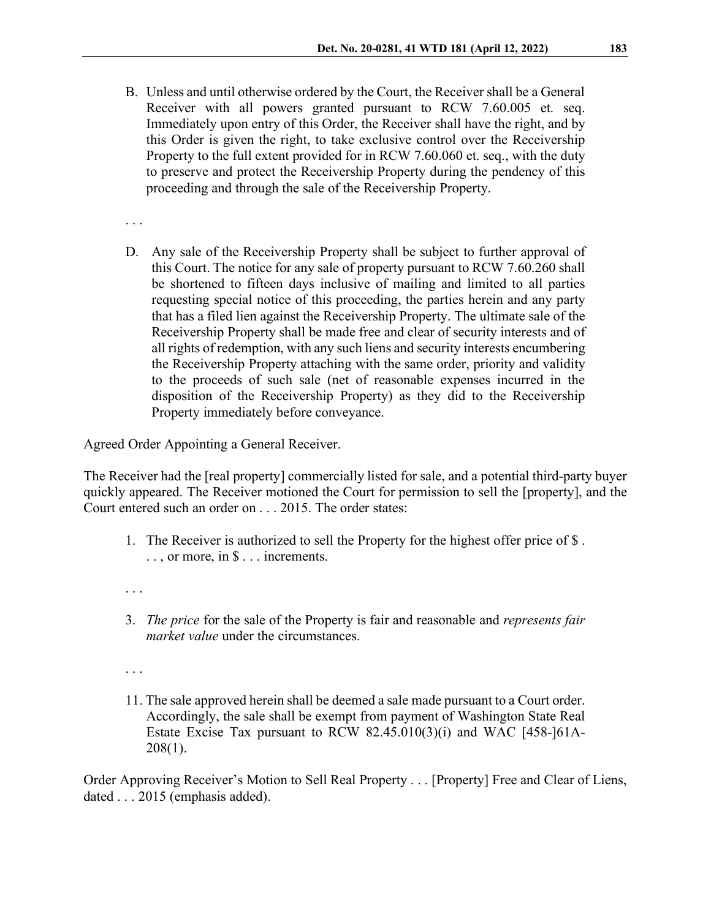B. Unless and until otherwise ordered by the Court, the Receiver shall be a General Receiver with all powers granted pursuant to RCW 7.60.005 et. seq. Immediately upon entry of this Order, the Receiver shall have the right, and by this Order is given the right, to take exclusive control over the Receivership Property to the full extent provided for in RCW 7.60.060 et. seq., with the duty to preserve and protect the Receivership Property during the pendency of this proceeding and through the sale of the Receivership Property.

. . .

D. Any sale of the Receivership Property shall be subject to further approval of this Court. The notice for any sale of property pursuant to RCW 7.60.260 shall be shortened to fifteen days inclusive of mailing and limited to all parties requesting special notice of this proceeding, the parties herein and any party that has a filed lien against the Receivership Property. The ultimate sale of the Receivership Property shall be made free and clear of security interests and of all rights of redemption, with any such liens and security interests encumbering the Receivership Property attaching with the same order, priority and validity to the proceeds of such sale (net of reasonable expenses incurred in the disposition of the Receivership Property) as they did to the Receivership Property immediately before conveyance.

Agreed Order Appointing a General Receiver.

The Receiver had the [real property] commercially listed for sale, and a potential third-party buyer quickly appeared. The Receiver motioned the Court for permission to sell the [property], and the Court entered such an order on . . . 2015. The order states:

1. The Receiver is authorized to sell the Property for the highest offer price of $ . . . , or more, in $ . . . increments.

. . .

3. *The price* for the sale of the Property is fair and reasonable and *represents fair market value* under the circumstances.

. . .

11. The sale approved herein shall be deemed a sale made pursuant to a Court order. Accordingly, the sale shall be exempt from payment of Washington State Real Estate Excise Tax pursuant to RCW 82.45.010(3)(i) and WAC [458-]61A-208(1).

Order Approving Receiver's Motion to Sell Real Property . . . [Property] Free and Clear of Liens, dated . . . 2015 (emphasis added).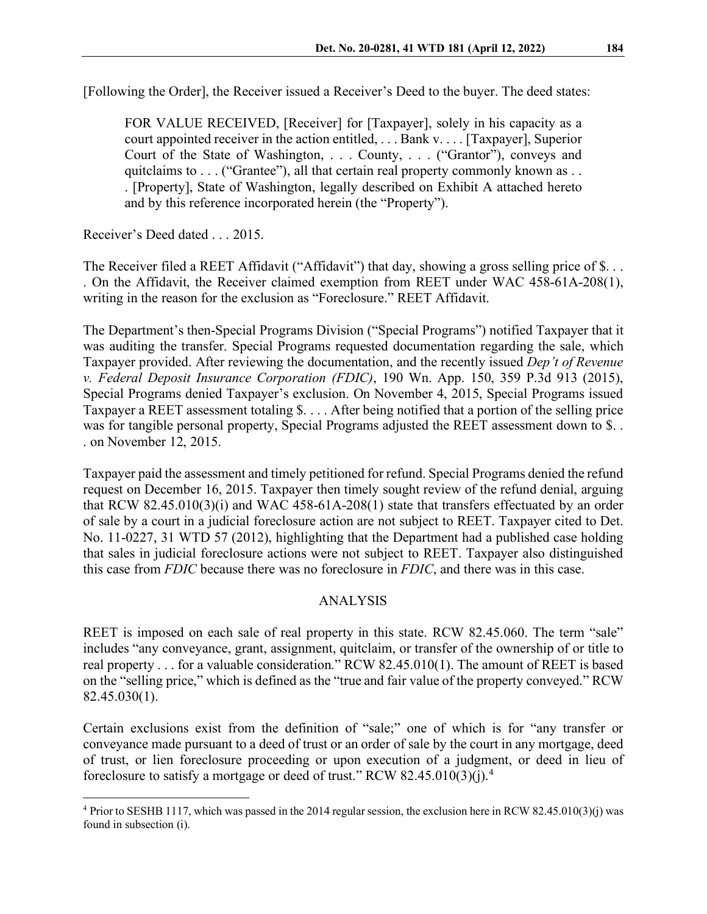[Following the Order], the Receiver issued a Receiver's Deed to the buyer. The deed states:

> FOR VALUE RECEIVED, [Receiver] for [Taxpayer], solely in his capacity as a court appointed receiver in the action entitled, . . . Bank v. . . . [Taxpayer], Superior Court of the State of Washington, . . . County, . . . ("Grantor"), conveys and quitclaims to . . . ("Grantee"), all that certain real property commonly known as . . . [Property], State of Washington, legally described on Exhibit A attached hereto and by this reference incorporated herein (the "Property").

Receiver's Deed dated . . . 2015.

The Receiver filed a REET Affidavit ("Affidavit") that day, showing a gross selling price of $. . . . On the Affidavit, the Receiver claimed exemption from REET under WAC 458-61A-208(1), writing in the reason for the exclusion as "Foreclosure." REET Affidavit.

The Department's then-Special Programs Division ("Special Programs") notified Taxpayer that it was auditing the transfer. Special Programs requested documentation regarding the sale, which Taxpayer provided. After reviewing the documentation, and the recently issued *Dep't of Revenue v. Federal Deposit Insurance Corporation (FDIC)*, 190 Wn. App. 150, 359 P.3d 913 (2015), Special Programs denied Taxpayer's exclusion. On November 4, 2015, Special Programs issued Taxpayer a REET assessment totaling $. . . . After being notified that a portion of the selling price was for tangible personal property, Special Programs adjusted the REET assessment down to $. . . on November 12, 2015.

Taxpayer paid the assessment and timely petitioned for refund. Special Programs denied the refund request on December 16, 2015. Taxpayer then timely sought review of the refund denial, arguing that RCW 82.45.010(3)(i) and WAC 458-61A-208(1) state that transfers effectuated by an order of sale by a court in a judicial foreclosure action are not subject to REET. Taxpayer cited to Det. No. 11-0227, 31 WTD 57 (2012), highlighting that the Department had a published case holding that sales in judicial foreclosure actions were not subject to REET. Taxpayer also distinguished this case from *FDIC* because there was no foreclosure in *FDIC*, and there was in this case.

## ANALYSIS

REET is imposed on each sale of real property in this state. RCW 82.45.060. The term "sale" includes "any conveyance, grant, assignment, quitclaim, or transfer of the ownership of or title to real property . . . for a valuable consideration." RCW 82.45.010(1). The amount of REET is based on the "selling price," which is defined as the "true and fair value of the property conveyed." RCW 82.45.030(1).

Certain exclusions exist from the definition of "sale;" one of which is for "any transfer or conveyance made pursuant to a deed of trust or an order of sale by the court in any mortgage, deed of trust, or lien foreclosure proceeding or upon execution of a judgment, or deed in lieu of foreclosure to satisfy a mortgage or deed of trust." RCW 82.45.010(3)(j).[4]

[4] Prior to SESHB 1117, which was passed in the 2014 regular session, the exclusion here in RCW 82.45.010(3)(j) was found in subsection (i).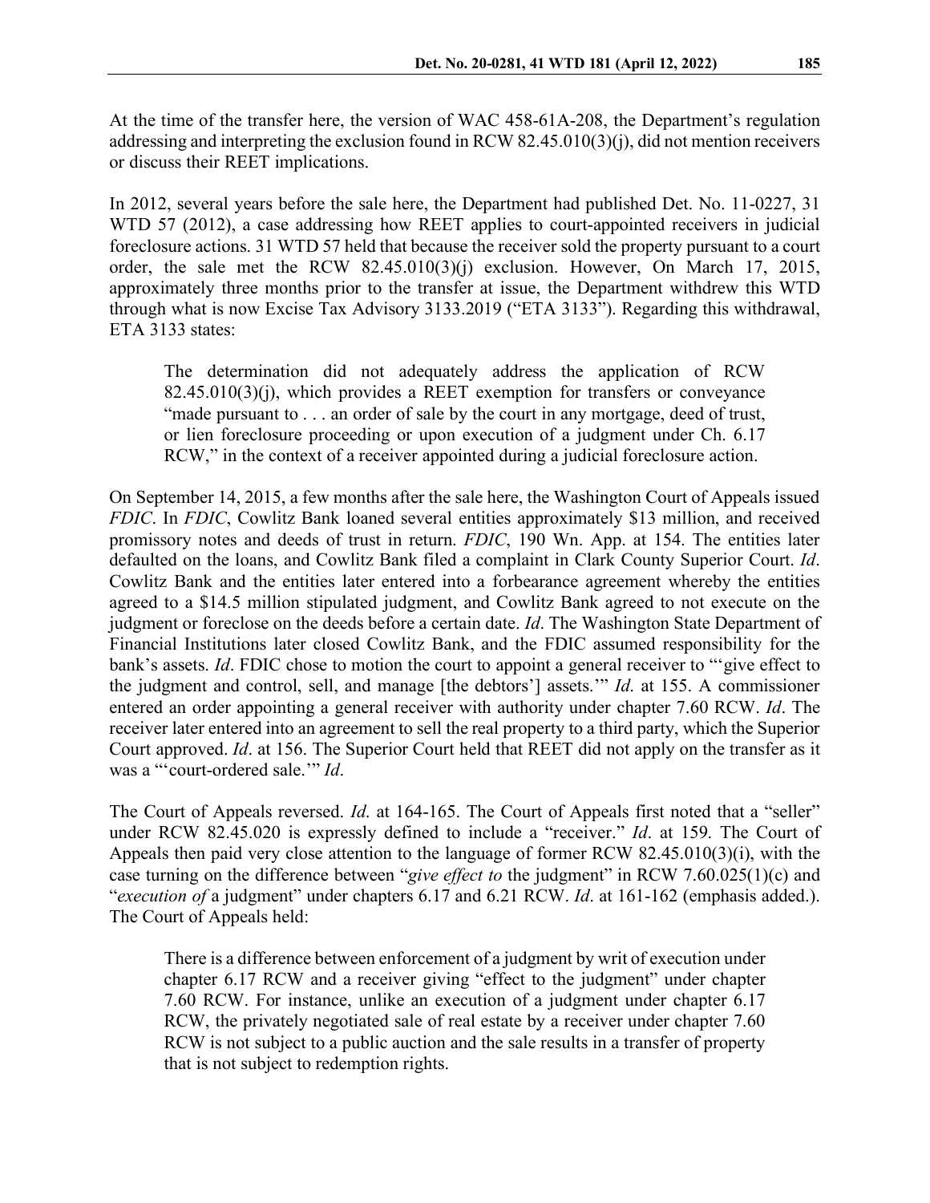At the time of the transfer here, the version of WAC 458-61A-208, the Department's regulation addressing and interpreting the exclusion found in RCW 82.45.010(3)(j), did not mention receivers or discuss their REET implications.

In 2012, several years before the sale here, the Department had published Det. No. 11-0227, 31 WTD 57 (2012), a case addressing how REET applies to court-appointed receivers in judicial foreclosure actions. 31 WTD 57 held that because the receiver sold the property pursuant to a court order, the sale met the RCW 82.45.010(3)(j) exclusion. However, On March 17, 2015, approximately three months prior to the transfer at issue, the Department withdrew this WTD through what is now Excise Tax Advisory 3133.2019 ("ETA 3133"). Regarding this withdrawal, ETA 3133 states:

> The determination did not adequately address the application of RCW 82.45.010(3)(j), which provides a REET exemption for transfers or conveyance "made pursuant to . . . an order of sale by the court in any mortgage, deed of trust, or lien foreclosure proceeding or upon execution of a judgment under Ch. 6.17 RCW," in the context of a receiver appointed during a judicial foreclosure action.

On September 14, 2015, a few months after the sale here, the Washington Court of Appeals issued *FDIC*. In *FDIC*, Cowlitz Bank loaned several entities approximately $13 million, and received promissory notes and deeds of trust in return. *FDIC*, 190 Wn. App. at 154. The entities later defaulted on the loans, and Cowlitz Bank filed a complaint in Clark County Superior Court. *Id*. Cowlitz Bank and the entities later entered into a forbearance agreement whereby the entities agreed to a $14.5 million stipulated judgment, and Cowlitz Bank agreed to not execute on the judgment or foreclose on the deeds before a certain date. *Id*. The Washington State Department of Financial Institutions later closed Cowlitz Bank, and the FDIC assumed responsibility for the bank's assets. *Id*. FDIC chose to motion the court to appoint a general receiver to "'give effect to the judgment and control, sell, and manage [the debtors'] assets.'" *Id.* at 155. A commissioner entered an order appointing a general receiver with authority under chapter 7.60 RCW. *Id*. The receiver later entered into an agreement to sell the real property to a third party, which the Superior Court approved. *Id*. at 156. The Superior Court held that REET did not apply on the transfer as it was a "'court-ordered sale.'" *Id*.

The Court of Appeals reversed. *Id.* at 164-165. The Court of Appeals first noted that a "seller" under RCW 82.45.020 is expressly defined to include a "receiver." *Id*. at 159. The Court of Appeals then paid very close attention to the language of former RCW 82.45.010(3)(i), with the case turning on the difference between "*give effect to* the judgment" in RCW 7.60.025(1)(c) and "*execution of* a judgment" under chapters 6.17 and 6.21 RCW. *Id*. at 161-162 (emphasis added.). The Court of Appeals held:

> There is a difference between enforcement of a judgment by writ of execution under chapter 6.17 RCW and a receiver giving "effect to the judgment" under chapter 7.60 RCW. For instance, unlike an execution of a judgment under chapter 6.17 RCW, the privately negotiated sale of real estate by a receiver under chapter 7.60 RCW is not subject to a public auction and the sale results in a transfer of property that is not subject to redemption rights.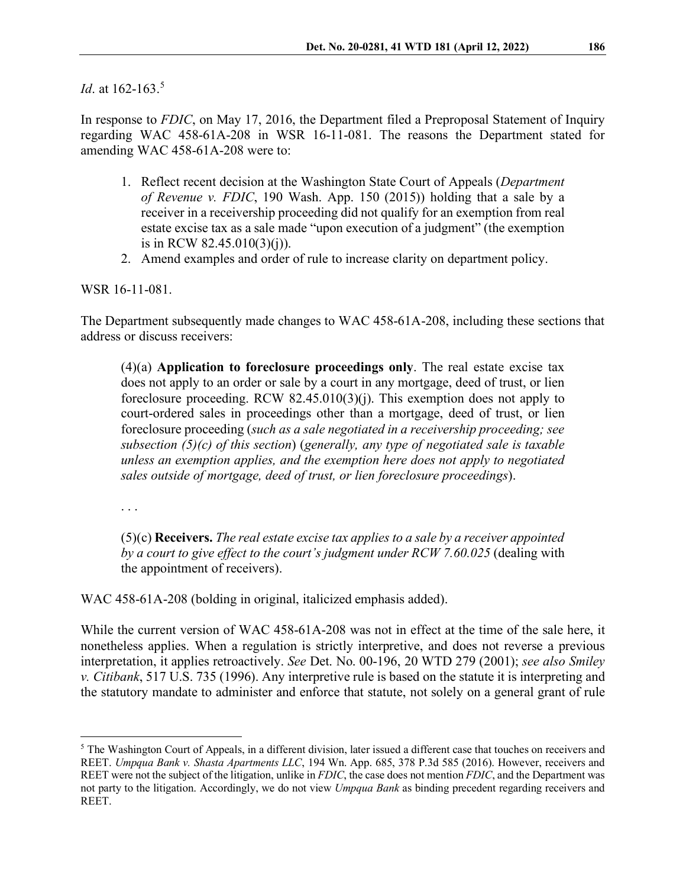*Id*. at 162-163.[5]

In response to *FDIC*, on May 17, 2016, the Department filed a Preproposal Statement of Inquiry regarding WAC 458-61A-208 in WSR 16-11-081. The reasons the Department stated for amending WAC 458-61A-208 were to:

> 1. Reflect recent decision at the Washington State Court of Appeals (*Department of Revenue v. FDIC*, 190 Wash. App. 150 (2015)) holding that a sale by a receiver in a receivership proceeding did not qualify for an exemption from real estate excise tax as a sale made "upon execution of a judgment" (the exemption is in RCW 82.45.010(3)(j)).
> 2. Amend examples and order of rule to increase clarity on department policy.

WSR 16-11-081.

The Department subsequently made changes to WAC 458-61A-208, including these sections that address or discuss receivers:

> (4)(a) **Application to foreclosure proceedings only**. The real estate excise tax does not apply to an order or sale by a court in any mortgage, deed of trust, or lien foreclosure proceeding. RCW 82.45.010(3)(j). This exemption does not apply to court-ordered sales in proceedings other than a mortgage, deed of trust, or lien foreclosure proceeding (*such as a sale negotiated in a receivership proceeding; see subsection (5)(c) of this section*) (*generally, any type of negotiated sale is taxable unless an exemption applies, and the exemption here does not apply to negotiated sales outside of mortgage, deed of trust, or lien foreclosure proceedings*).
>
> . . .
>
> (5)(c) **Receivers.** *The real estate excise tax applies to a sale by a receiver appointed by a court to give effect to the court's judgment under RCW 7.60.025* (dealing with the appointment of receivers).

WAC 458-61A-208 (bolding in original, italicized emphasis added).

While the current version of WAC 458-61A-208 was not in effect at the time of the sale here, it nonetheless applies. When a regulation is strictly interpretive, and does not reverse a previous interpretation, it applies retroactively. *See* Det. No. 00-196, 20 WTD 279 (2001); *see also Smiley v. Citibank*, 517 U.S. 735 (1996). Any interpretive rule is based on the statute it is interpreting and the statutory mandate to administer and enforce that statute, not solely on a general grant of rule

---

[5] The Washington Court of Appeals, in a different division, later issued a different case that touches on receivers and REET. *Umpqua Bank v. Shasta Apartments LLC*, 194 Wn. App. 685, 378 P.3d 585 (2016). However, receivers and REET were not the subject of the litigation, unlike in *FDIC*, the case does not mention *FDIC*, and the Department was not party to the litigation. Accordingly, we do not view *Umpqua Bank* as binding precedent regarding receivers and REET.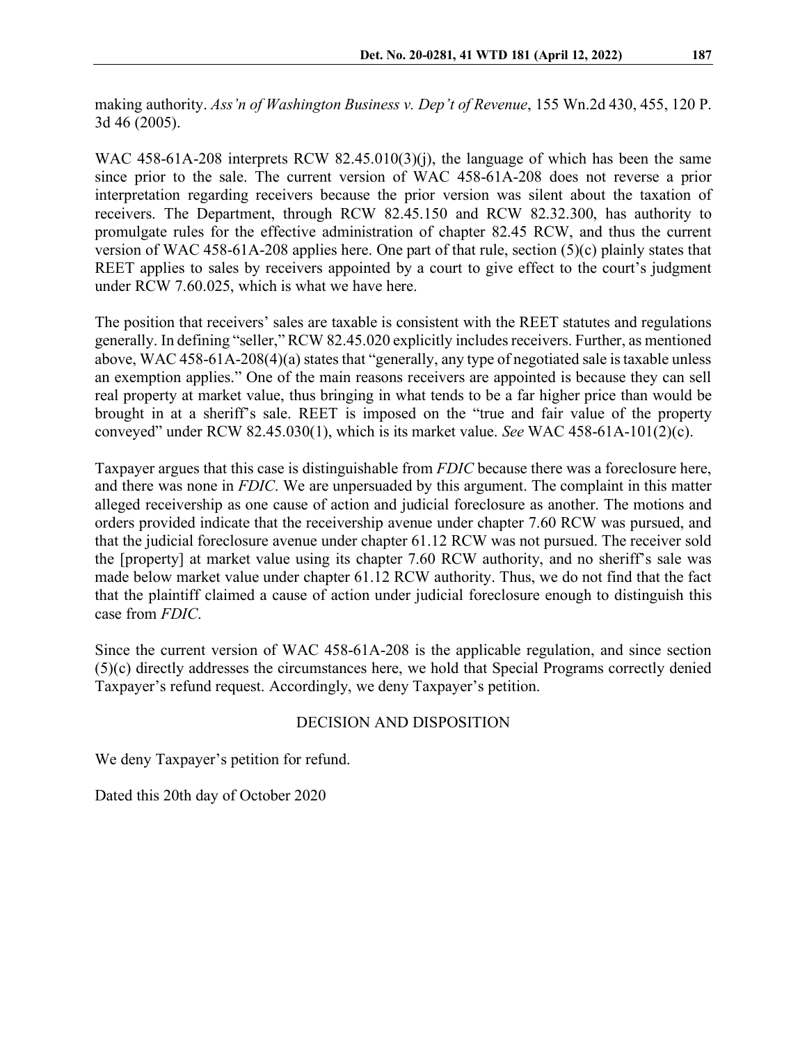making authority. *Ass'n of Washington Business v. Dep't of Revenue*, 155 Wn.2d 430, 455, 120 P. 3d 46 (2005).

WAC 458-61A-208 interprets RCW 82.45.010(3)(j), the language of which has been the same since prior to the sale. The current version of WAC 458-61A-208 does not reverse a prior interpretation regarding receivers because the prior version was silent about the taxation of receivers. The Department, through RCW 82.45.150 and RCW 82.32.300, has authority to promulgate rules for the effective administration of chapter 82.45 RCW, and thus the current version of WAC 458-61A-208 applies here. One part of that rule, section (5)(c) plainly states that REET applies to sales by receivers appointed by a court to give effect to the court's judgment under RCW 7.60.025, which is what we have here.

The position that receivers' sales are taxable is consistent with the REET statutes and regulations generally. In defining "seller," RCW 82.45.020 explicitly includes receivers. Further, as mentioned above, WAC 458-61A-208(4)(a) states that "generally, any type of negotiated sale is taxable unless an exemption applies." One of the main reasons receivers are appointed is because they can sell real property at market value, thus bringing in what tends to be a far higher price than would be brought in at a sheriff's sale. REET is imposed on the "true and fair value of the property conveyed" under RCW 82.45.030(1), which is its market value. *See* WAC 458-61A-101(2)(c).

Taxpayer argues that this case is distinguishable from *FDIC* because there was a foreclosure here, and there was none in *FDIC*. We are unpersuaded by this argument. The complaint in this matter alleged receivership as one cause of action and judicial foreclosure as another. The motions and orders provided indicate that the receivership avenue under chapter 7.60 RCW was pursued, and that the judicial foreclosure avenue under chapter 61.12 RCW was not pursued. The receiver sold the [property] at market value using its chapter 7.60 RCW authority, and no sheriff's sale was made below market value under chapter 61.12 RCW authority. Thus, we do not find that the fact that the plaintiff claimed a cause of action under judicial foreclosure enough to distinguish this case from *FDIC*.

Since the current version of WAC 458-61A-208 is the applicable regulation, and since section (5)(c) directly addresses the circumstances here, we hold that Special Programs correctly denied Taxpayer's refund request. Accordingly, we deny Taxpayer's petition.

## DECISION AND DISPOSITION

We deny Taxpayer's petition for refund.

Dated this 20th day of October 2020